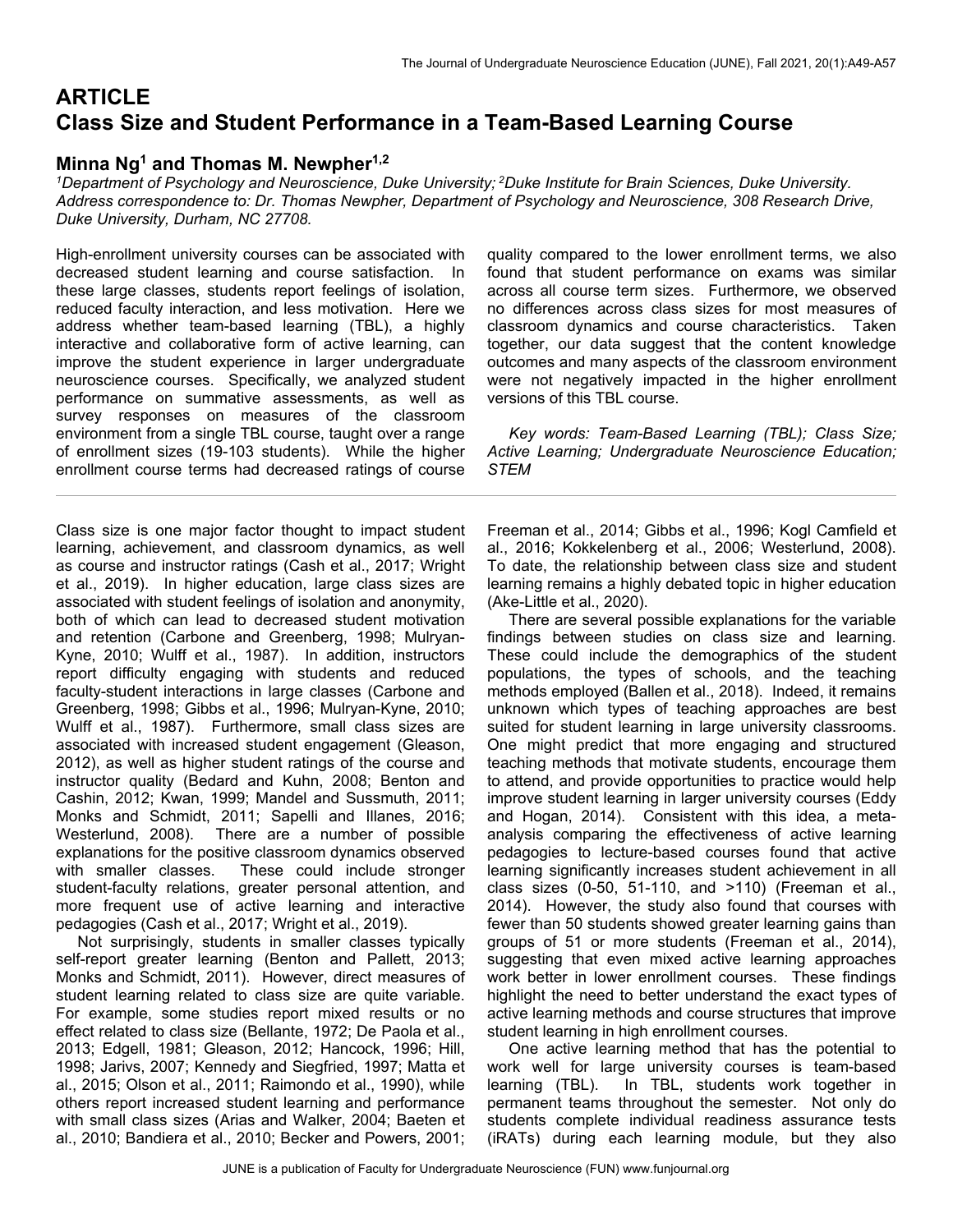## ARTICLE

# Class Size and Student Performance in a Team-Based Learning Course

## Minna Ng[1] and Thomas M. Newpher[1,2]

*[1]Department of Psychology and Neuroscience, Duke University; [2]Duke Institute for Brain Sciences, Duke University. Address correspondence to: Dr. Thomas Newpher, Department of Psychology and Neuroscience, 308 Research Drive, Duke University, Durham, NC 27708.*

High-enrollment university courses can be associated with decreased student learning and course satisfaction. In these large classes, students report feelings of isolation, reduced faculty interaction, and less motivation. Here we address whether team-based learning (TBL), a highly interactive and collaborative form of active learning, can improve the student experience in larger undergraduate neuroscience courses. Specifically, we analyzed student performance on summative assessments, as well as survey responses on measures of the classroom environment from a single TBL course, taught over a range of enrollment sizes (19-103 students). While the higher enrollment course terms had decreased ratings of course quality compared to the lower enrollment terms, we also found that student performance on exams was similar across all course term sizes. Furthermore, we observed no differences across class sizes for most measures of classroom dynamics and course characteristics. Taken together, our data suggest that the content knowledge outcomes and many aspects of the classroom environment were not negatively impacted in the higher enrollment versions of this TBL course.

*Key words: Team-Based Learning (TBL); Class Size; Active Learning; Undergraduate Neuroscience Education; STEM*

---

Class size is one major factor thought to impact student learning, achievement, and classroom dynamics, as well as course and instructor ratings (Cash et al., 2017; Wright et al., 2019). In higher education, large class sizes are associated with student feelings of isolation and anonymity, both of which can lead to decreased student motivation and retention (Carbone and Greenberg, 1998; Mulryan-Kyne, 2010; Wulff et al., 1987). In addition, instructors report difficulty engaging with students and reduced faculty-student interactions in large classes (Carbone and Greenberg, 1998; Gibbs et al., 1996; Mulryan-Kyne, 2010; Wulff et al., 1987). Furthermore, small class sizes are associated with increased student engagement (Gleason, 2012), as well as higher student ratings of the course and instructor quality (Bedard and Kuhn, 2008; Benton and Cashin, 2012; Kwan, 1999; Mandel and Sussmuth, 2011; Monks and Schmidt, 2011; Sapelli and Illanes, 2016; Westerlund, 2008). There are a number of possible explanations for the positive classroom dynamics observed with smaller classes. These could include stronger student-faculty relations, greater personal attention, and more frequent use of active learning and interactive pedagogies (Cash et al., 2017; Wright et al., 2019).

Not surprisingly, students in smaller classes typically self-report greater learning (Benton and Pallett, 2013; Monks and Schmidt, 2011). However, direct measures of student learning related to class size are quite variable. For example, some studies report mixed results or no effect related to class size (Bellante, 1972; De Paola et al., 2013; Edgell, 1981; Gleason, 2012; Hancock, 1996; Hill, 1998; Jarivs, 2007; Kennedy and Siegfried, 1997; Matta et al., 2015; Olson et al., 2011; Raimondo et al., 1990), while others report increased student learning and performance with small class sizes (Arias and Walker, 2004; Baeten et al., 2010; Bandiera et al., 2010; Becker and Powers, 2001; Freeman et al., 2014; Gibbs et al., 1996; Kogl Camfield et al., 2016; Kokkelenberg et al., 2006; Westerlund, 2008). To date, the relationship between class size and student learning remains a highly debated topic in higher education (Ake-Little et al., 2020).

There are several possible explanations for the variable findings between studies on class size and learning. These could include the demographics of the student populations, the types of schools, and the teaching methods employed (Ballen et al., 2018). Indeed, it remains unknown which types of teaching approaches are best suited for student learning in large university classrooms. One might predict that more engaging and structured teaching methods that motivate students, encourage them to attend, and provide opportunities to practice would help improve student learning in larger university courses (Eddy and Hogan, 2014). Consistent with this idea, a meta-analysis comparing the effectiveness of active learning pedagogies to lecture-based courses found that active learning significantly increases student achievement in all class sizes (0-50, 51-110, and >110) (Freeman et al., 2014). However, the study also found that courses with fewer than 50 students showed greater learning gains than groups of 51 or more students (Freeman et al., 2014), suggesting that even mixed active learning approaches work better in lower enrollment courses. These findings highlight the need to better understand the exact types of active learning methods and course structures that improve student learning in high enrollment courses.

One active learning method that has the potential to work well for large university courses is team-based learning (TBL). In TBL, students work together in permanent teams throughout the semester. Not only do students complete individual readiness assurance tests (iRATs) during each learning module, but they also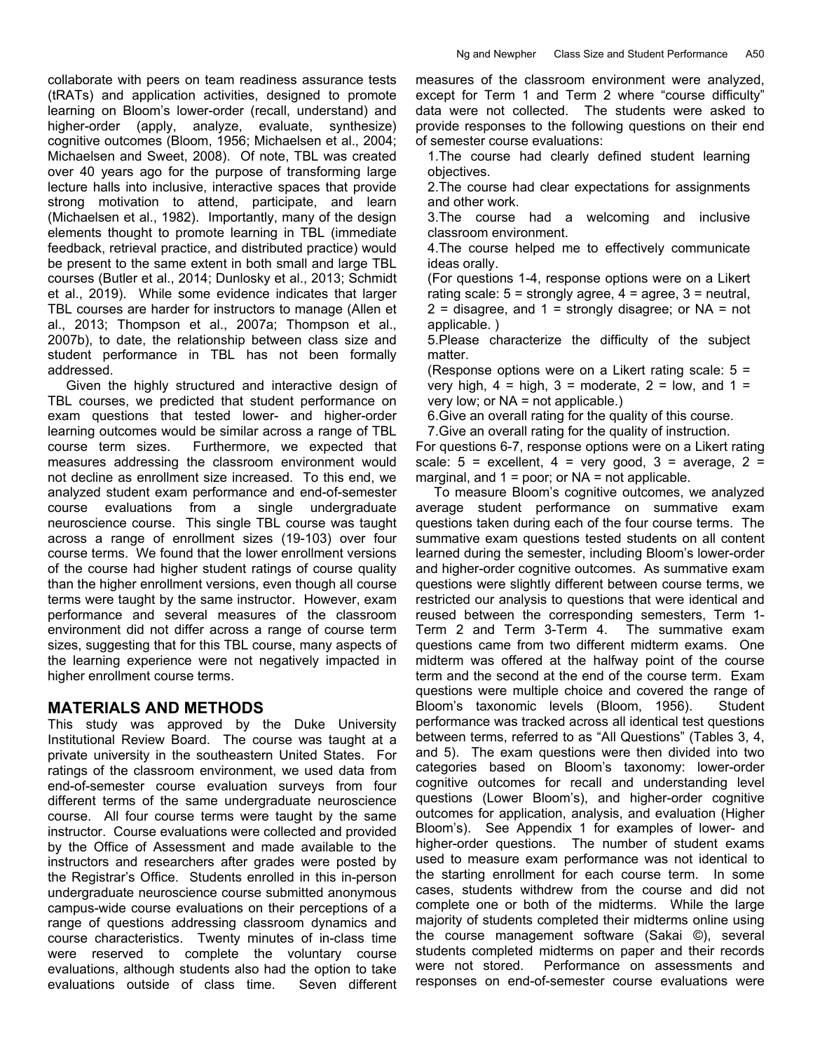collaborate with peers on team readiness assurance tests (tRATs) and application activities, designed to promote learning on Bloom's lower-order (recall, understand) and higher-order (apply, analyze, evaluate, synthesize) cognitive outcomes (Bloom, 1956; Michaelsen et al., 2004; Michaelsen and Sweet, 2008). Of note, TBL was created over 40 years ago for the purpose of transforming large lecture halls into inclusive, interactive spaces that provide strong motivation to attend, participate, and learn (Michaelsen et al., 1982). Importantly, many of the design elements thought to promote learning in TBL (immediate feedback, retrieval practice, and distributed practice) would be present to the same extent in both small and large TBL courses (Butler et al., 2014; Dunlosky et al., 2013; Schmidt et al., 2019). While some evidence indicates that larger TBL courses are harder for instructors to manage (Allen et al., 2013; Thompson et al., 2007a; Thompson et al., 2007b), to date, the relationship between class size and student performance in TBL has not been formally addressed.

Given the highly structured and interactive design of TBL courses, we predicted that student performance on exam questions that tested lower- and higher-order learning outcomes would be similar across a range of TBL course term sizes. Furthermore, we expected that measures addressing the classroom environment would not decline as enrollment size increased. To this end, we analyzed student exam performance and end-of-semester course evaluations from a single undergraduate neuroscience course. This single TBL course was taught across a range of enrollment sizes (19-103) over four course terms. We found that the lower enrollment versions of the course had higher student ratings of course quality than the higher enrollment versions, even though all course terms were taught by the same instructor. However, exam performance and several measures of the classroom environment did not differ across a range of course term sizes, suggesting that for this TBL course, many aspects of the learning experience were not negatively impacted in higher enrollment course terms.

## MATERIALS AND METHODS

This study was approved by the Duke University Institutional Review Board. The course was taught at a private university in the southeastern United States. For ratings of the classroom environment, we used data from end-of-semester course evaluation surveys from four different terms of the same undergraduate neuroscience course. All four course terms were taught by the same instructor. Course evaluations were collected and provided by the Office of Assessment and made available to the instructors and researchers after grades were posted by the Registrar's Office. Students enrolled in this in-person undergraduate neuroscience course submitted anonymous campus-wide course evaluations on their perceptions of a range of questions addressing classroom dynamics and course characteristics. Twenty minutes of in-class time were reserved to complete the voluntary course evaluations, although students also had the option to take evaluations outside of class time. Seven different measures of the classroom environment were analyzed, except for Term 1 and Term 2 where "course difficulty" data were not collected. The students were asked to provide responses to the following questions on their end of semester course evaluations:

1. The course had clearly defined student learning objectives.
2. The course had clear expectations for assignments and other work.
3. The course had a welcoming and inclusive classroom environment.
4. The course helped me to effectively communicate ideas orally.

(For questions 1-4, response options were on a Likert rating scale: 5 = strongly agree, 4 = agree, 3 = neutral, 2 = disagree, and 1 = strongly disagree; or NA = not applicable. )

5. Please characterize the difficulty of the subject matter.

(Response options were on a Likert rating scale: 5 = very high, 4 = high, 3 = moderate, 2 = low, and 1 = very low; or NA = not applicable.)

6. Give an overall rating for the quality of this course.
7. Give an overall rating for the quality of instruction.

For questions 6-7, response options were on a Likert rating scale: 5 = excellent, 4 = very good, 3 = average, 2 = marginal, and 1 = poor; or NA = not applicable.

To measure Bloom's cognitive outcomes, we analyzed average student performance on summative exam questions taken during each of the four course terms. The summative exam questions tested students on all content learned during the semester, including Bloom's lower-order and higher-order cognitive outcomes. As summative exam questions were slightly different between course terms, we restricted our analysis to questions that were identical and reused between the corresponding semesters, Term 1-Term 2 and Term 3-Term 4. The summative exam questions came from two different midterm exams. One midterm was offered at the halfway point of the course term and the second at the end of the course term. Exam questions were multiple choice and covered the range of Bloom's taxonomic levels (Bloom, 1956). Student performance was tracked across all identical test questions between terms, referred to as "All Questions" (Tables 3, 4, and 5). The exam questions were then divided into two categories based on Bloom's taxonomy: lower-order cognitive outcomes for recall and understanding level questions (Lower Bloom's), and higher-order cognitive outcomes for application, analysis, and evaluation (Higher Bloom's). See Appendix 1 for examples of lower- and higher-order questions. The number of student exams used to measure exam performance was not identical to the starting enrollment for each course term. In some cases, students withdrew from the course and did not complete one or both of the midterms. While the large majority of students completed their midterms online using the course management software (Sakai ©), several students completed midterms on paper and their records were not stored. Performance on assessments and responses on end-of-semester course evaluations were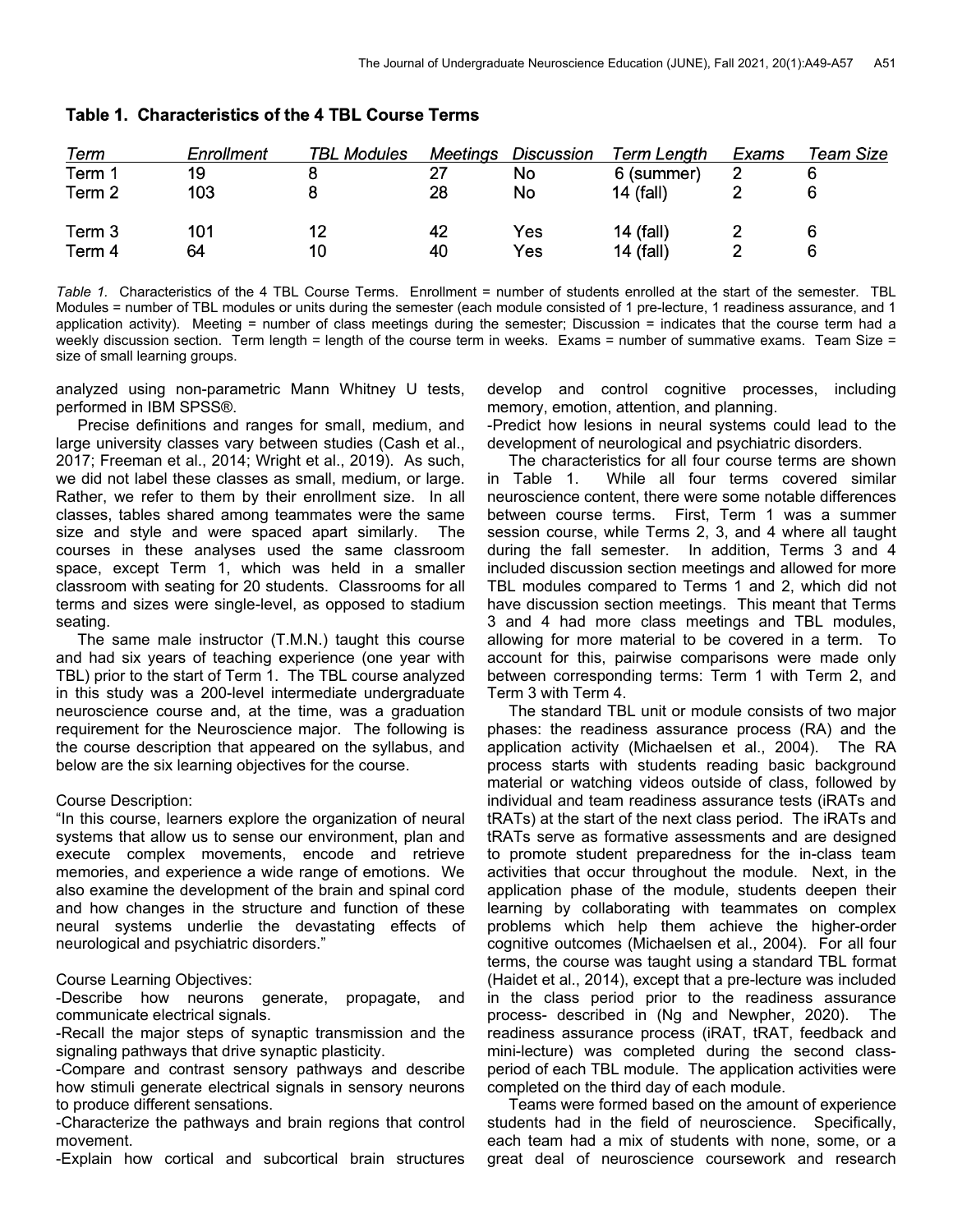**Table 1. Characteristics of the 4 TBL Course Terms**

| Term | Enrollment | TBL Modules | Meetings | Discussion | Term Length | Exams | Team Size |
|---|---|---|---|---|---|---|---|
| Term 1 | 19 | 8 | 27 | No | 6 (summer) | 2 | 6 |
| Term 2 | 103 | 8 | 28 | No | 14 (fall) | 2 | 6 |
| Term 3 | 101 | 12 | 42 | Yes | 14 (fall) | 2 | 6 |
| Term 4 | 64 | 10 | 40 | Yes | 14 (fall) | 2 | 6 |

*Table 1.* Characteristics of the 4 TBL Course Terms. Enrollment = number of students enrolled at the start of the semester. TBL Modules = number of TBL modules or units during the semester (each module consisted of 1 pre-lecture, 1 readiness assurance, and 1 application activity). Meeting = number of class meetings during the semester; Discussion = indicates that the course term had a weekly discussion section. Term length = length of the course term in weeks. Exams = number of summative exams. Team Size = size of small learning groups.

analyzed using non-parametric Mann Whitney U tests, performed in IBM SPSS®.

Precise definitions and ranges for small, medium, and large university classes vary between studies (Cash et al., 2017; Freeman et al., 2014; Wright et al., 2019). As such, we did not label these classes as small, medium, or large. Rather, we refer to them by their enrollment size. In all classes, tables shared among teammates were the same size and style and were spaced apart similarly. The courses in these analyses used the same classroom space, except Term 1, which was held in a smaller classroom with seating for 20 students. Classrooms for all terms and sizes were single-level, as opposed to stadium seating.

The same male instructor (T.M.N.) taught this course and had six years of teaching experience (one year with TBL) prior to the start of Term 1. The TBL course analyzed in this study was a 200-level intermediate undergraduate neuroscience course and, at the time, was a graduation requirement for the Neuroscience major. The following is the course description that appeared on the syllabus, and below are the six learning objectives for the course.

Course Description:
"In this course, learners explore the organization of neural systems that allow us to sense our environment, plan and execute complex movements, encode and retrieve memories, and experience a wide range of emotions. We also examine the development of the brain and spinal cord and how changes in the structure and function of these neural systems underlie the devastating effects of neurological and psychiatric disorders."

Course Learning Objectives:
-Describe how neurons generate, propagate, and communicate electrical signals.
-Recall the major steps of synaptic transmission and the signaling pathways that drive synaptic plasticity.
-Compare and contrast sensory pathways and describe how stimuli generate electrical signals in sensory neurons to produce different sensations.
-Characterize the pathways and brain regions that control movement.
-Explain how cortical and subcortical brain structures develop and control cognitive processes, including memory, emotion, attention, and planning.
-Predict how lesions in neural systems could lead to the development of neurological and psychiatric disorders.

The characteristics for all four course terms are shown in Table 1. While all four terms covered similar neuroscience content, there were some notable differences between course terms. First, Term 1 was a summer session course, while Terms 2, 3, and 4 where all taught during the fall semester. In addition, Terms 3 and 4 included discussion section meetings and allowed for more TBL modules compared to Terms 1 and 2, which did not have discussion section meetings. This meant that Terms 3 and 4 had more class meetings and TBL modules, allowing for more material to be covered in a term. To account for this, pairwise comparisons were made only between corresponding terms: Term 1 with Term 2, and Term 3 with Term 4.

The standard TBL unit or module consists of two major phases: the readiness assurance process (RA) and the application activity (Michaelsen et al., 2004). The RA process starts with students reading basic background material or watching videos outside of class, followed by individual and team readiness assurance tests (iRATs and tRATs) at the start of the next class period. The iRATs and tRATs serve as formative assessments and are designed to promote student preparedness for the in-class team activities that occur throughout the module. Next, in the application phase of the module, students deepen their learning by collaborating with teammates on complex problems which help them achieve the higher-order cognitive outcomes (Michaelsen et al., 2004). For all four terms, the course was taught using a standard TBL format (Haidet et al., 2014), except that a pre-lecture was included in the class period prior to the readiness assurance process- described in (Ng and Newpher, 2020). The readiness assurance process (iRAT, tRAT, feedback and mini-lecture) was completed during the second class-period of each TBL module. The application activities were completed on the third day of each module.

Teams were formed based on the amount of experience students had in the field of neuroscience. Specifically, each team had a mix of students with none, some, or a great deal of neuroscience coursework and research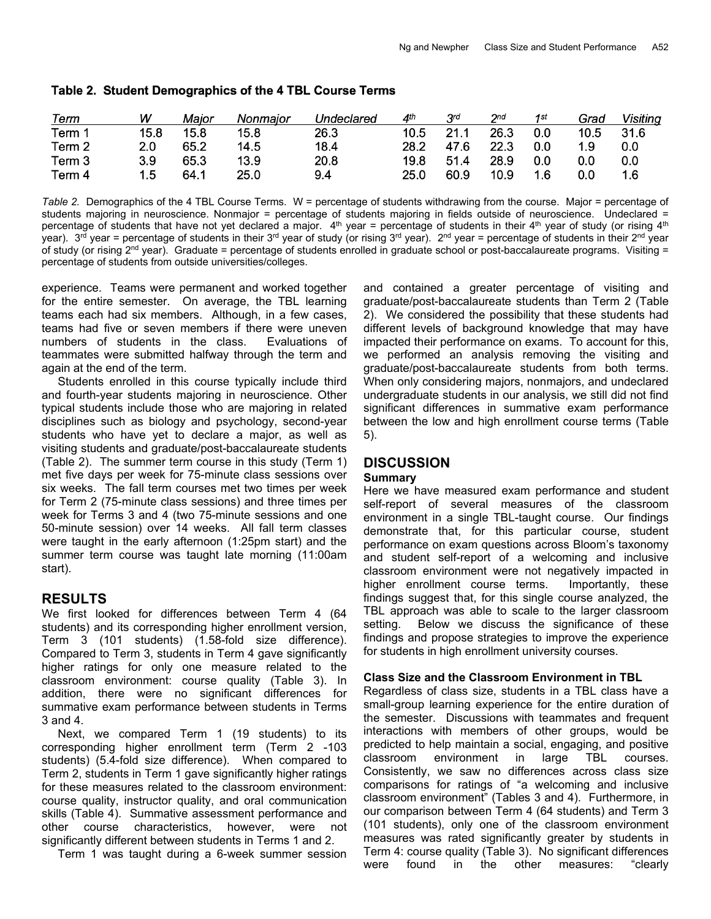**Table 2. Student Demographics of the 4 TBL Course Terms**

| *Term* | *W* | *Major* | *Nonmajor* | *Undeclared* | *4th* | *3rd* | *2nd* | *1st* | *Grad* | *Visiting* |
|---|---|---|---|---|---|---|---|---|---|---|
| Term 1 | 15.8 | 15.8 | 15.8 | 26.3 | 10.5 | 21.1 | 26.3 | 0.0 | 10.5 | 31.6 |
| Term 2 | 2.0 | 65.2 | 14.5 | 18.4 | 28.2 | 47.6 | 22.3 | 0.0 | 1.9 | 0.0 |
| Term 3 | 3.9 | 65.3 | 13.9 | 20.8 | 19.8 | 51.4 | 28.9 | 0.0 | 0.0 | 0.0 |
| Term 4 | 1.5 | 64.1 | 25.0 | 9.4 | 25.0 | 60.9 | 10.9 | 1.6 | 0.0 | 1.6 |

*Table 2.* Demographics of the 4 TBL Course Terms. W = percentage of students withdrawing from the course. Major = percentage of students majoring in neuroscience. Nonmajor = percentage of students majoring in fields outside of neuroscience. Undeclared = percentage of students that have not yet declared a major. 4th year = percentage of students in their 4th year of study (or rising 4th year). 3rd year = percentage of students in their 3rd year of study (or rising 3rd year). 2nd year = percentage of students in their 2nd year of study (or rising 2nd year). Graduate = percentage of students enrolled in graduate school or post-baccalaureate programs. Visiting = percentage of students from outside universities/colleges.

experience. Teams were permanent and worked together for the entire semester. On average, the TBL learning teams each had six members. Although, in a few cases, teams had five or seven members if there were uneven numbers of students in the class. Evaluations of teammates were submitted halfway through the term and again at the end of the term.

Students enrolled in this course typically include third and fourth-year students majoring in neuroscience. Other typical students include those who are majoring in related disciplines such as biology and psychology, second-year students who have yet to declare a major, as well as visiting students and graduate/post-baccalaureate students (Table 2). The summer term course in this study (Term 1) met five days per week for 75-minute class sessions over six weeks. The fall term courses met two times per week for Term 2 (75-minute class sessions) and three times per week for Terms 3 and 4 (two 75-minute sessions and one 50-minute session) over 14 weeks. All fall term classes were taught in the early afternoon (1:25pm start) and the summer term course was taught late morning (11:00am start).

## RESULTS

We first looked for differences between Term 4 (64 students) and its corresponding higher enrollment version, Term 3 (101 students) (1.58-fold size difference). Compared to Term 3, students in Term 4 gave significantly higher ratings for only one measure related to the classroom environment: course quality (Table 3). In addition, there were no significant differences for summative exam performance between students in Terms 3 and 4.

Next, we compared Term 1 (19 students) to its corresponding higher enrollment term (Term 2 -103 students) (5.4-fold size difference). When compared to Term 2, students in Term 1 gave significantly higher ratings for these measures related to the classroom environment: course quality, instructor quality, and oral communication skills (Table 4). Summative assessment performance and other course characteristics, however, were not significantly different between students in Terms 1 and 2.

Term 1 was taught during a 6-week summer session and contained a greater percentage of visiting and graduate/post-baccalaureate students than Term 2 (Table 2). We considered the possibility that these students had different levels of background knowledge that may have impacted their performance on exams. To account for this, we performed an analysis removing the visiting and graduate/post-baccalaureate students from both terms. When only considering majors, nonmajors, and undeclared undergraduate students in our analysis, we still did not find significant differences in summative exam performance between the low and high enrollment course terms (Table 5).

## DISCUSSION

### Summary

Here we have measured exam performance and student self-report of several measures of the classroom environment in a single TBL-taught course. Our findings demonstrate that, for this particular course, student performance on exam questions across Bloom's taxonomy and student self-report of a welcoming and inclusive classroom environment were not negatively impacted in higher enrollment course terms. Importantly, these findings suggest that, for this single course analyzed, the TBL approach was able to scale to the larger classroom setting. Below we discuss the significance of these findings and propose strategies to improve the experience for students in high enrollment university courses.

### Class Size and the Classroom Environment in TBL

Regardless of class size, students in a TBL class have a small-group learning experience for the entire duration of the semester. Discussions with teammates and frequent interactions with members of other groups, would be predicted to help maintain a social, engaging, and positive classroom environment in large TBL courses. Consistently, we saw no differences across class size comparisons for ratings of "a welcoming and inclusive classroom environment" (Tables 3 and 4). Furthermore, in our comparison between Term 4 (64 students) and Term 3 (101 students), only one of the classroom environment measures was rated significantly greater by students in Term 4: course quality (Table 3). No significant differences were found in the other measures: "clearly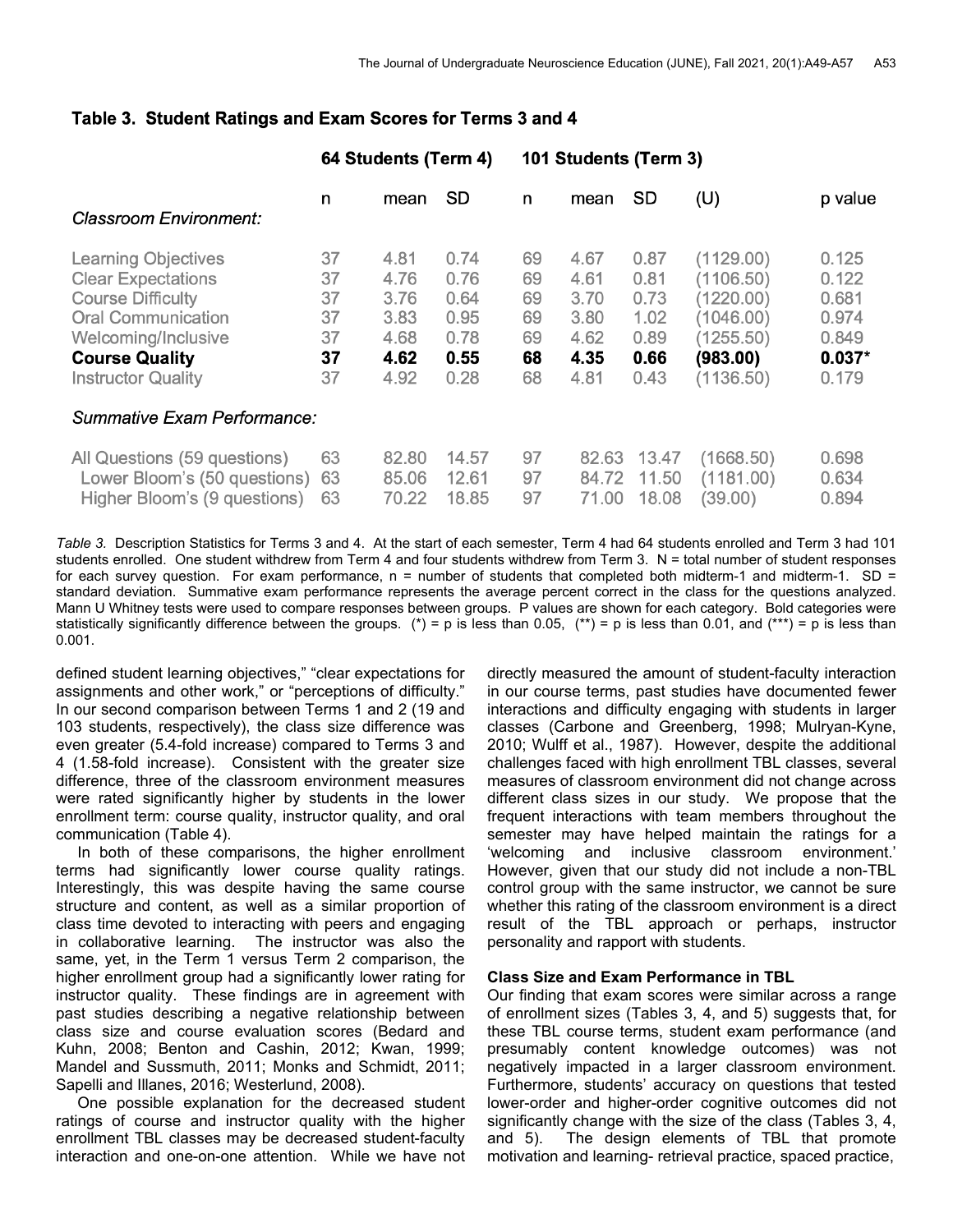## Table 3. Student Ratings and Exam Scores for Terms 3 and 4

| | 64 Students (Term 4) | | | 101 Students (Term 3) | | | | |
|---|---|---|---|---|---|---|---|---|
| | n | mean | SD | n | mean | SD | (U) | p value |
| *Classroom Environment:* | | | | | | | | |
| Learning Objectives | 37 | 4.81 | 0.74 | 69 | 4.67 | 0.87 | (1129.00) | 0.125 |
| Clear Expectations | 37 | 4.76 | 0.76 | 69 | 4.61 | 0.81 | (1106.50) | 0.122 |
| Course Difficulty | 37 | 3.76 | 0.64 | 69 | 3.70 | 0.73 | (1220.00) | 0.681 |
| Oral Communication | 37 | 3.83 | 0.95 | 69 | 3.80 | 1.02 | (1046.00) | 0.974 |
| Welcoming/Inclusive | 37 | 4.68 | 0.78 | 69 | 4.62 | 0.89 | (1255.50) | 0.849 |
| **Course Quality** | **37** | **4.62** | **0.55** | **68** | **4.35** | **0.66** | **(983.00)** | **0.037*** |
| Instructor Quality | 37 | 4.92 | 0.28 | 68 | 4.81 | 0.43 | (1136.50) | 0.179 |
| *Summative Exam Performance:* | | | | | | | | |
| All Questions (59 questions) | 63 | 82.80 | 14.57 | 97 | 82.63 | 13.47 | (1668.50) | 0.698 |
| Lower Bloom's (50 questions) | 63 | 85.06 | 12.61 | 97 | 84.72 | 11.50 | (1181.00) | 0.634 |
| Higher Bloom's (9 questions) | 63 | 70.22 | 18.85 | 97 | 71.00 | 18.08 | (39.00) | 0.894 |

*Table 3.* Description Statistics for Terms 3 and 4. At the start of each semester, Term 4 had 64 students enrolled and Term 3 had 101 students enrolled. One student withdrew from Term 4 and four students withdrew from Term 3. N = total number of student responses for each survey question. For exam performance, n = number of students that completed both midterm-1 and midterm-1. SD = standard deviation. Summative exam performance represents the average percent correct in the class for the questions analyzed. Mann U Whitney tests were used to compare responses between groups. P values are shown for each category. Bold categories were statistically significantly difference between the groups. (*) = p is less than 0.05, (**) = p is less than 0.01, and (***) = p is less than 0.001.

defined student learning objectives," "clear expectations for assignments and other work," or "perceptions of difficulty." In our second comparison between Terms 1 and 2 (19 and 103 students, respectively), the class size difference was even greater (5.4-fold increase) compared to Terms 3 and 4 (1.58-fold increase). Consistent with the greater size difference, three of the classroom environment measures were rated significantly higher by students in the lower enrollment term: course quality, instructor quality, and oral communication (Table 4).

In both of these comparisons, the higher enrollment terms had significantly lower course quality ratings. Interestingly, this was despite having the same course structure and content, as well as a similar proportion of class time devoted to interacting with peers and engaging in collaborative learning. The instructor was also the same, yet, in the Term 1 versus Term 2 comparison, the higher enrollment group had a significantly lower rating for instructor quality. These findings are in agreement with past studies describing a negative relationship between class size and course evaluation scores (Bedard and Kuhn, 2008; Benton and Cashin, 2012; Kwan, 1999; Mandel and Sussmuth, 2011; Monks and Schmidt, 2011; Sapelli and Illanes, 2016; Westerlund, 2008).

One possible explanation for the decreased student ratings of course and instructor quality with the higher enrollment TBL classes may be decreased student-faculty interaction and one-on-one attention. While we have not directly measured the amount of student-faculty interaction in our course terms, past studies have documented fewer interactions and difficulty engaging with students in larger classes (Carbone and Greenberg, 1998; Mulryan-Kyne, 2010; Wulff et al., 1987). However, despite the additional challenges faced with high enrollment TBL classes, several measures of classroom environment did not change across different class sizes in our study. We propose that the frequent interactions with team members throughout the semester may have helped maintain the ratings for a 'welcoming and inclusive classroom environment.' However, given that our study did not include a non-TBL control group with the same instructor, we cannot be sure whether this rating of the classroom environment is a direct result of the TBL approach or perhaps, instructor personality and rapport with students.

### Class Size and Exam Performance in TBL

Our finding that exam scores were similar across a range of enrollment sizes (Tables 3, 4, and 5) suggests that, for these TBL course terms, student exam performance (and presumably content knowledge outcomes) was not negatively impacted in a larger classroom environment. Furthermore, students' accuracy on questions that tested lower-order and higher-order cognitive outcomes did not significantly change with the size of the class (Tables 3, 4, and 5). The design elements of TBL that promote motivation and learning- retrieval practice, spaced practice,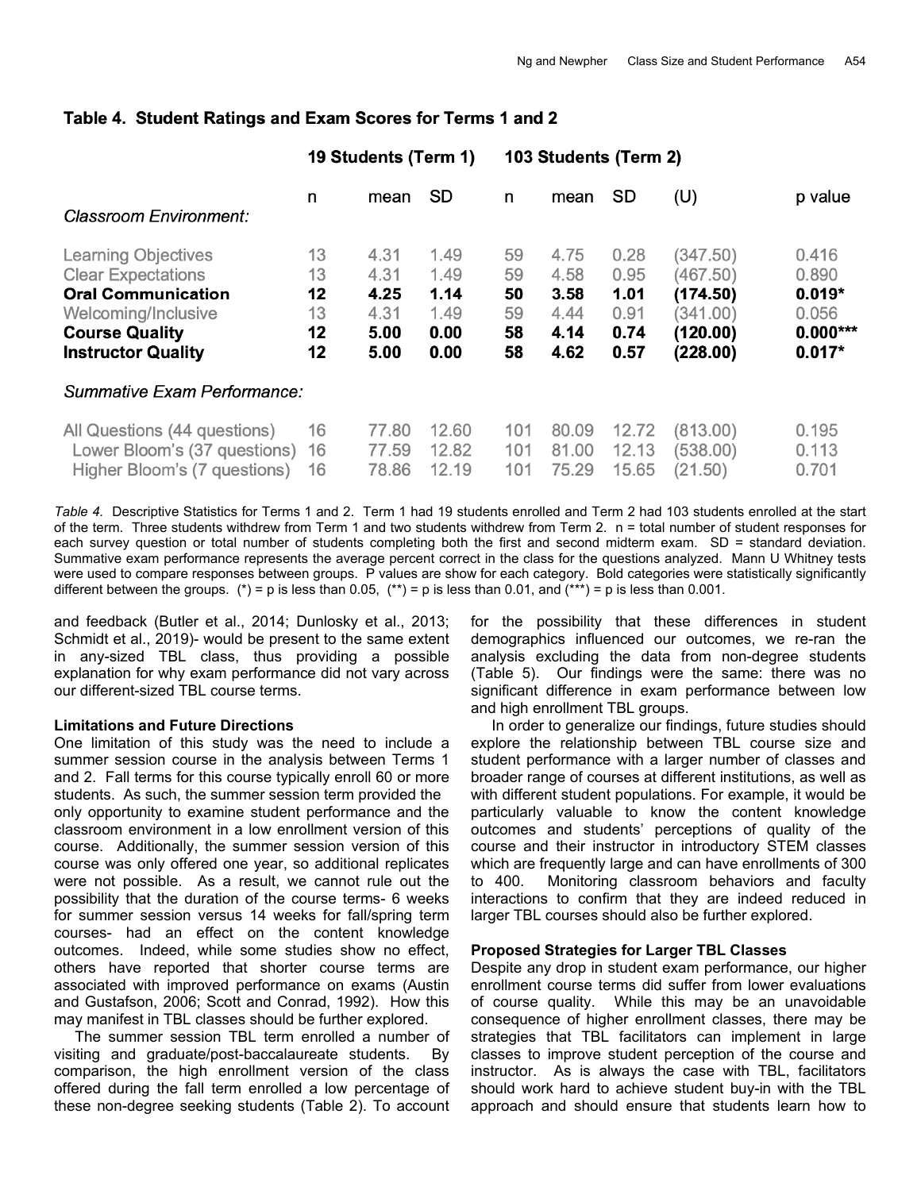## Table 4. Student Ratings and Exam Scores for Terms 1 and 2

| | 19 Students (Term 1) | | | 103 Students (Term 2) | | | | |
|---|---|---|---|---|---|---|---|---|
| | n | mean | SD | n | mean | SD | (U) | p value |
| *Classroom Environment:* | | | | | | | | |
| Learning Objectives | 13 | 4.31 | 1.49 | 59 | 4.75 | 0.28 | (347.50) | 0.416 |
| Clear Expectations | 13 | 4.31 | 1.49 | 59 | 4.58 | 0.95 | (467.50) | 0.890 |
| **Oral Communication** | **12** | **4.25** | **1.14** | **50** | **3.58** | **1.01** | **(174.50)** | **0.019*** |
| Welcoming/Inclusive | 13 | 4.31 | 1.49 | 59 | 4.44 | 0.91 | (341.00) | 0.056 |
| **Course Quality** | **12** | **5.00** | **0.00** | **58** | **4.14** | **0.74** | **(120.00)** | **0.000***** |
| **Instructor Quality** | **12** | **5.00** | **0.00** | **58** | **4.62** | **0.57** | **(228.00)** | **0.017*** |
| *Summative Exam Performance:* | | | | | | | | |
| All Questions (44 questions) | 16 | 77.80 | 12.60 | 101 | 80.09 | 12.72 | (813.00) | 0.195 |
| Lower Bloom's (37 questions) | 16 | 77.59 | 12.82 | 101 | 81.00 | 12.13 | (538.00) | 0.113 |
| Higher Bloom's (7 questions) | 16 | 78.86 | 12.19 | 101 | 75.29 | 15.65 | (21.50) | 0.701 |

*Table 4.* Descriptive Statistics for Terms 1 and 2. Term 1 had 19 students enrolled and Term 2 had 103 students enrolled at the start of the term. Three students withdrew from Term 1 and two students withdrew from Term 2. n = total number of student responses for each survey question or total number of students completing both the first and second midterm exam. SD = standard deviation. Summative exam performance represents the average percent correct in the class for the questions analyzed. Mann U Whitney tests were used to compare responses between groups. P values are show for each category. Bold categories were statistically significantly different between the groups. (*) = p is less than 0.05, (**) = p is less than 0.01, and (***) = p is less than 0.001.

and feedback (Butler et al., 2014; Dunlosky et al., 2013; Schmidt et al., 2019)- would be present to the same extent in any-sized TBL class, thus providing a possible explanation for why exam performance did not vary across our different-sized TBL course terms.

**Limitations and Future Directions**

One limitation of this study was the need to include a summer session course in the analysis between Terms 1 and 2. Fall terms for this course typically enroll 60 or more students. As such, the summer session term provided the only opportunity to examine student performance and the classroom environment in a low enrollment version of this course. Additionally, the summer session version of this course was only offered one year, so additional replicates were not possible. As a result, we cannot rule out the possibility that the duration of the course terms- 6 weeks for summer session versus 14 weeks for fall/spring term courses- had an effect on the content knowledge outcomes. Indeed, while some studies show no effect, others have reported that shorter course terms are associated with improved performance on exams (Austin and Gustafson, 2006; Scott and Conrad, 1992). How this may manifest in TBL classes should be further explored.

The summer session TBL term enrolled a number of visiting and graduate/post-baccalaureate students. By comparison, the high enrollment version of the class offered during the fall term enrolled a low percentage of these non-degree seeking students (Table 2). To account for the possibility that these differences in student demographics influenced our outcomes, we re-ran the analysis excluding the data from non-degree students (Table 5). Our findings were the same: there was no significant difference in exam performance between low and high enrollment TBL groups.

In order to generalize our findings, future studies should explore the relationship between TBL course size and student performance with a larger number of classes and broader range of courses at different institutions, as well as with different student populations. For example, it would be particularly valuable to know the content knowledge outcomes and students' perceptions of quality of the course and their instructor in introductory STEM classes which are frequently large and can have enrollments of 300 to 400. Monitoring classroom behaviors and faculty interactions to confirm that they are indeed reduced in larger TBL courses should also be further explored.

**Proposed Strategies for Larger TBL Classes**

Despite any drop in student exam performance, our higher enrollment course terms did suffer from lower evaluations of course quality. While this may be an unavoidable consequence of higher enrollment classes, there may be strategies that TBL facilitators can implement in large classes to improve student perception of the course and instructor. As is always the case with TBL, facilitators should work hard to achieve student buy-in with the TBL approach and should ensure that students learn how to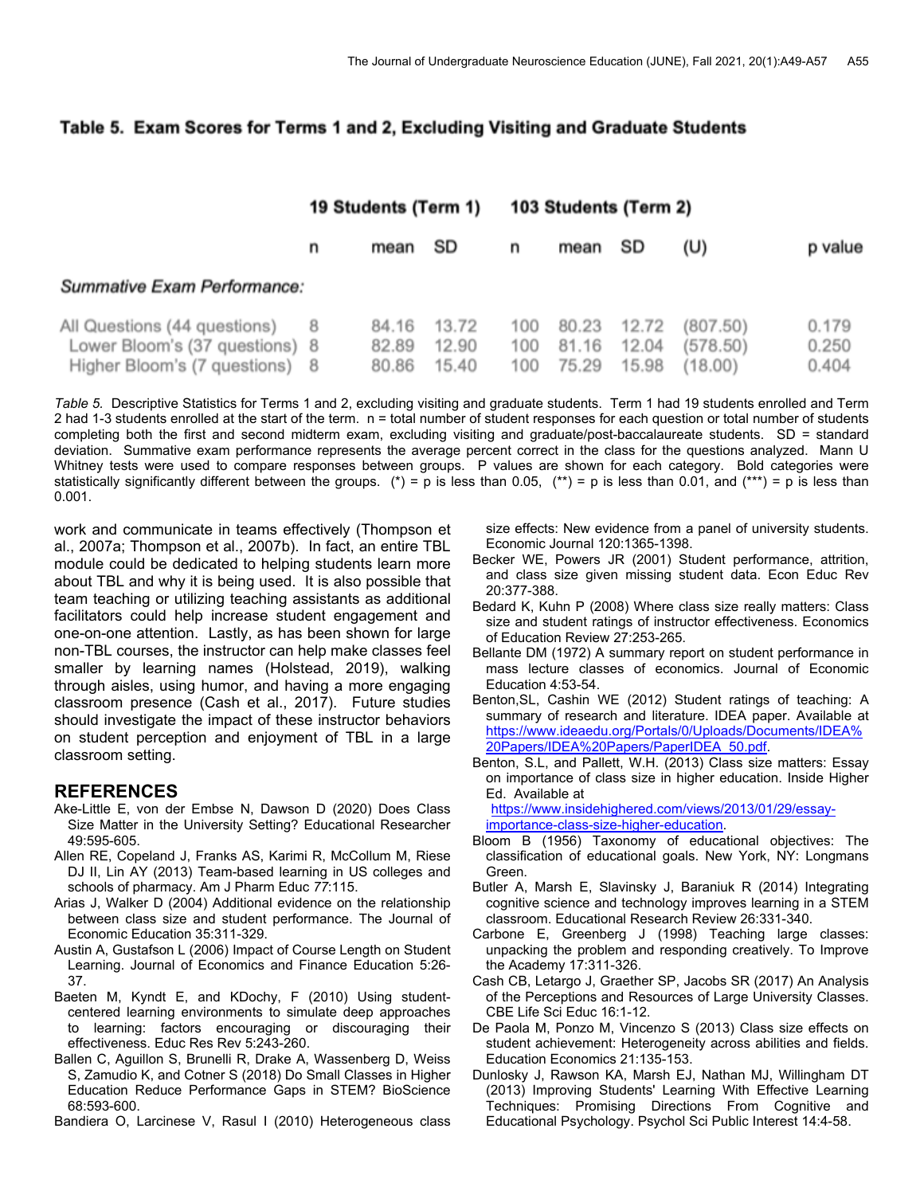**Table 5. Exam Scores for Terms 1 and 2, Excluding Visiting and Graduate Students**

| | 19 Students (Term 1) | | | 103 Students (Term 2) | | | | |
|---|---|---|---|---|---|---|---|---|
| | n | mean | SD | n | mean | SD | (U) | p value |
| *Summative Exam Performance:* | | | | | | | | |
| All Questions (44 questions) | 8 | 84.16 | 13.72 | 100 | 80.23 | 12.72 | (807.50) | 0.179 |
| Lower Bloom's (37 questions) | 8 | 82.89 | 12.90 | 100 | 81.16 | 12.04 | (578.50) | 0.250 |
| Higher Bloom's (7 questions) | 8 | 80.86 | 15.40 | 100 | 75.29 | 15.98 | (18.00) | 0.404 |

*Table 5.* Descriptive Statistics for Terms 1 and 2, excluding visiting and graduate students. Term 1 had 19 students enrolled and Term 2 had 1-3 students enrolled at the start of the term. n = total number of student responses for each question or total number of students completing both the first and second midterm exam, excluding visiting and graduate/post-baccalaureate students. SD = standard deviation. Summative exam performance represents the average percent correct in the class for the questions analyzed. Mann U Whitney tests were used to compare responses between groups. P values are shown for each category. Bold categories were statistically significantly different between the groups. (*) = p is less than 0.05, (**) = p is less than 0.01, and (***) = p is less than 0.001.

work and communicate in teams effectively (Thompson et al., 2007a; Thompson et al., 2007b). In fact, an entire TBL module could be dedicated to helping students learn more about TBL and why it is being used. It is also possible that team teaching or utilizing teaching assistants as additional facilitators could help increase student engagement and one-on-one attention. Lastly, as has been shown for large non-TBL courses, the instructor can help make classes feel smaller by learning names (Holstead, 2019), walking through aisles, using humor, and having a more engaging classroom presence (Cash et al., 2017). Future studies should investigate the impact of these instructor behaviors on student perception and enjoyment of TBL in a large classroom setting.

## REFERENCES

Ake-Little E, von der Embse N, Dawson D (2020) Does Class Size Matter in the University Setting? Educational Researcher 49:595-605.

Allen RE, Copeland J, Franks AS, Karimi R, McCollum M, Riese DJ II, Lin AY (2013) Team-based learning in US colleges and schools of pharmacy. Am J Pharm Educ 77:115.

Arias J, Walker D (2004) Additional evidence on the relationship between class size and student performance. The Journal of Economic Education 35:311-329.

Austin A, Gustafson L (2006) Impact of Course Length on Student Learning. Journal of Economics and Finance Education 5:26-37.

Baeten M, Kyndt E, and KDochy, F (2010) Using student-centered learning environments to simulate deep approaches to learning: factors encouraging or discouraging their effectiveness. Educ Res Rev 5:243-260.

Ballen C, Aguillon S, Brunelli R, Drake A, Wassenberg D, Weiss S, Zamudio K, and Cotner S (2018) Do Small Classes in Higher Education Reduce Performance Gaps in STEM? BioScience 68:593-600.

Bandiera O, Larcinese V, Rasul I (2010) Heterogeneous class size effects: New evidence from a panel of university students. Economic Journal 120:1365-1398.

Becker WE, Powers JR (2001) Student performance, attrition, and class size given missing student data. Econ Educ Rev 20:377-388.

Bedard K, Kuhn P (2008) Where class size really matters: Class size and student ratings of instructor effectiveness. Economics of Education Review 27:253-265.

Bellante DM (1972) A summary report on student performance in mass lecture classes of economics. Journal of Economic Education 4:53-54.

Benton,SL, Cashin WE (2012) Student ratings of teaching: A summary of research and literature. IDEA paper. Available at https://www.ideaedu.org/Portals/0/Uploads/Documents/IDEA%20Papers/IDEA%20Papers/PaperIDEA_50.pdf.

Benton, S.L, and Pallett, W.H. (2013) Class size matters: Essay on importance of class size in higher education. Inside Higher Ed. Available at https://www.insidehighered.com/views/2013/01/29/essay-importance-class-size-higher-education.

Bloom B (1956) Taxonomy of educational objectives: The classification of educational goals. New York, NY: Longmans Green.

Butler A, Marsh E, Slavinsky J, Baraniuk R (2014) Integrating cognitive science and technology improves learning in a STEM classroom. Educational Research Review 26:331-340.

Carbone E, Greenberg J (1998) Teaching large classes: unpacking the problem and responding creatively. To Improve the Academy 17:311-326.

Cash CB, Letargo J, Graether SP, Jacobs SR (2017) An Analysis of the Perceptions and Resources of Large University Classes. CBE Life Sci Educ 16:1-12.

De Paola M, Ponzo M, Vincenzo S (2013) Class size effects on student achievement: Heterogeneity across abilities and fields. Education Economics 21:135-153.

Dunlosky J, Rawson KA, Marsh EJ, Nathan MJ, Willingham DT (2013) Improving Students' Learning With Effective Learning Techniques: Promising Directions From Cognitive and Educational Psychology. Psychol Sci Public Interest 14:4-58.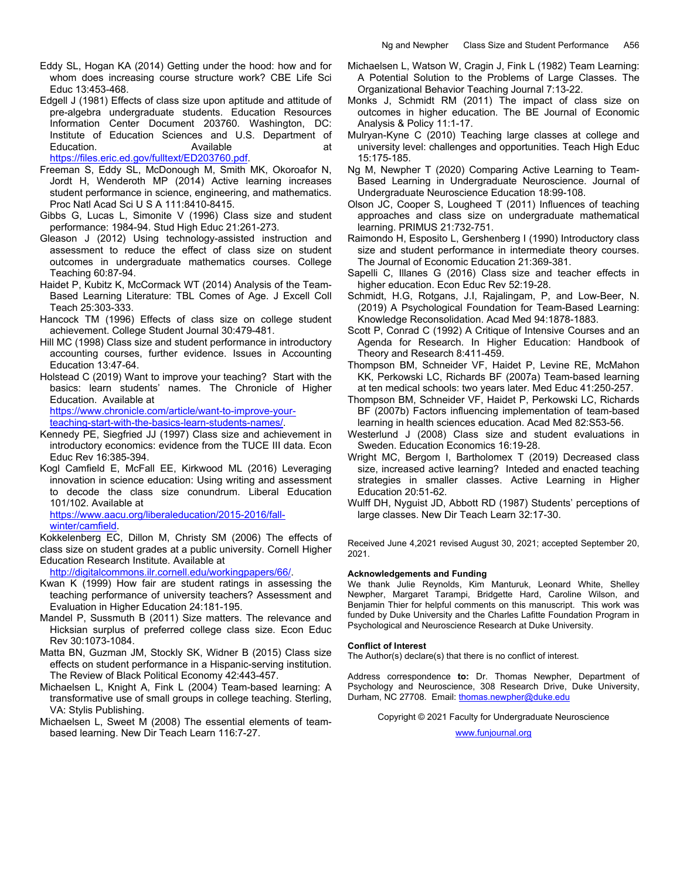Eddy SL, Hogan KA (2014) Getting under the hood: how and for whom does increasing course structure work? CBE Life Sci Educ 13:453-468.

Edgell J (1981) Effects of class size upon aptitude and attitude of pre-algebra undergraduate students. Education Resources Information Center Document 203760. Washington, DC: Institute of Education Sciences and U.S. Department of Education. Available at https://files.eric.ed.gov/fulltext/ED203760.pdf.

Freeman S, Eddy SL, McDonough M, Smith MK, Okoroafor N, Jordt H, Wenderoth MP (2014) Active learning increases student performance in science, engineering, and mathematics. Proc Natl Acad Sci U S A 111:8410-8415.

Gibbs G, Lucas L, Simonite V (1996) Class size and student performance: 1984-94. Stud High Educ 21:261-273.

Gleason J (2012) Using technology-assisted instruction and assessment to reduce the effect of class size on student outcomes in undergraduate mathematics courses. College Teaching 60:87-94.

Haidet P, Kubitz K, McCormack WT (2014) Analysis of the Team-Based Learning Literature: TBL Comes of Age. J Excell Coll Teach 25:303-333.

Hancock TM (1996) Effects of class size on college student achievement. College Student Journal 30:479-481.

Hill MC (1998) Class size and student performance in introductory accounting courses, further evidence. Issues in Accounting Education 13:47-64.

Holstead C (2019) Want to improve your teaching? Start with the basics: learn students' names. The Chronicle of Higher Education. Available at https://www.chronicle.com/article/want-to-improve-your-teaching-start-with-the-basics-learn-students-names/.

Kennedy PE, Siegfried JJ (1997) Class size and achievement in introductory economics: evidence from the TUCE III data. Econ Educ Rev 16:385-394.

Kogl Camfield E, McFall EE, Kirkwood ML (2016) Leveraging innovation in science education: Using writing and assessment to decode the class size conundrum. Liberal Education 101/102. Available at https://www.aacu.org/liberaleducation/2015-2016/fall-winter/camfield.

Kokkelenberg EC, Dillon M, Christy SM (2006) The effects of class size on student grades at a public university. Cornell Higher Education Research Institute. Available at http://digitalcommons.ilr.cornell.edu/workingpapers/66/.

Kwan K (1999) How fair are student ratings in assessing the teaching performance of university teachers? Assessment and Evaluation in Higher Education 24:181-195.

Mandel P, Sussmuth B (2011) Size matters. The relevance and Hicksian surplus of preferred college class size. Econ Educ Rev 30:1073-1084.

Matta BN, Guzman JM, Stockly SK, Widner B (2015) Class size effects on student performance in a Hispanic-serving institution. The Review of Black Political Economy 42:443-457.

Michaelsen L, Knight A, Fink L (2004) Team-based learning: A transformative use of small groups in college teaching. Sterling, VA: Stylis Publishing.

Michaelsen L, Sweet M (2008) The essential elements of team-based learning. New Dir Teach Learn 116:7-27.

Michaelsen L, Watson W, Cragin J, Fink L (1982) Team Learning: A Potential Solution to the Problems of Large Classes. The Organizational Behavior Teaching Journal 7:13-22.

Monks J, Schmidt RM (2011) The impact of class size on outcomes in higher education. The BE Journal of Economic Analysis & Policy 11:1-17.

Mulryan-Kyne C (2010) Teaching large classes at college and university level: challenges and opportunities. Teach High Educ 15:175-185.

Ng M, Newpher T (2020) Comparing Active Learning to Team-Based Learning in Undergraduate Neuroscience. Journal of Undergraduate Neuroscience Education 18:99-108.

Olson JC, Cooper S, Lougheed T (2011) Influences of teaching approaches and class size on undergraduate mathematical learning. PRIMUS 21:732-751.

Raimondo H, Esposito L, Gershenberg I (1990) Introductory class size and student performance in intermediate theory courses. The Journal of Economic Education 21:369-381.

Sapelli C, Illanes G (2016) Class size and teacher effects in higher education. Econ Educ Rev 52:19-28.

Schmidt, H.G, Rotgans, J.I, Rajalingam, P, and Low-Beer, N. (2019) A Psychological Foundation for Team-Based Learning: Knowledge Reconsolidation. Acad Med 94:1878-1883.

Scott P, Conrad C (1992) A Critique of Intensive Courses and an Agenda for Research. In Higher Education: Handbook of Theory and Research 8:411-459.

Thompson BM, Schneider VF, Haidet P, Levine RE, McMahon KK, Perkowski LC, Richards BF (2007a) Team-based learning at ten medical schools: two years later. Med Educ 41:250-257.

Thompson BM, Schneider VF, Haidet P, Perkowski LC, Richards BF (2007b) Factors influencing implementation of team-based learning in health sciences education. Acad Med 82:S53-56.

Westerlund J (2008) Class size and student evaluations in Sweden. Education Economics 16:19-28.

Wright MC, Bergom I, Bartholomex T (2019) Decreased class size, increased active learning? Inteded and enacted teaching strategies in smaller classes. Active Learning in Higher Education 20:51-62.

Wulff DH, Nyguist JD, Abbott RD (1987) Students' perceptions of large classes. New Dir Teach Learn 32:17-30.

Received June 4,2021 revised August 30, 2021; accepted September 20, 2021.

### Acknowledgements and Funding

We thank Julie Reynolds, Kim Manturuk, Leonard White, Shelley Newpher, Margaret Tarampi, Bridgette Hard, Caroline Wilson, and Benjamin Thier for helpful comments on this manuscript. This work was funded by Duke University and the Charles Lafitte Foundation Program in Psychological and Neuroscience Research at Duke University.

### Conflict of Interest

The Author(s) declare(s) that there is no conflict of interest.

Address correspondence **to:** Dr. Thomas Newpher, Department of Psychology and Neuroscience, 308 Research Drive, Duke University, Durham, NC 27708. Email: thomas.newpher@duke.edu

Copyright © 2021 Faculty for Undergraduate Neuroscience

www.funjournal.org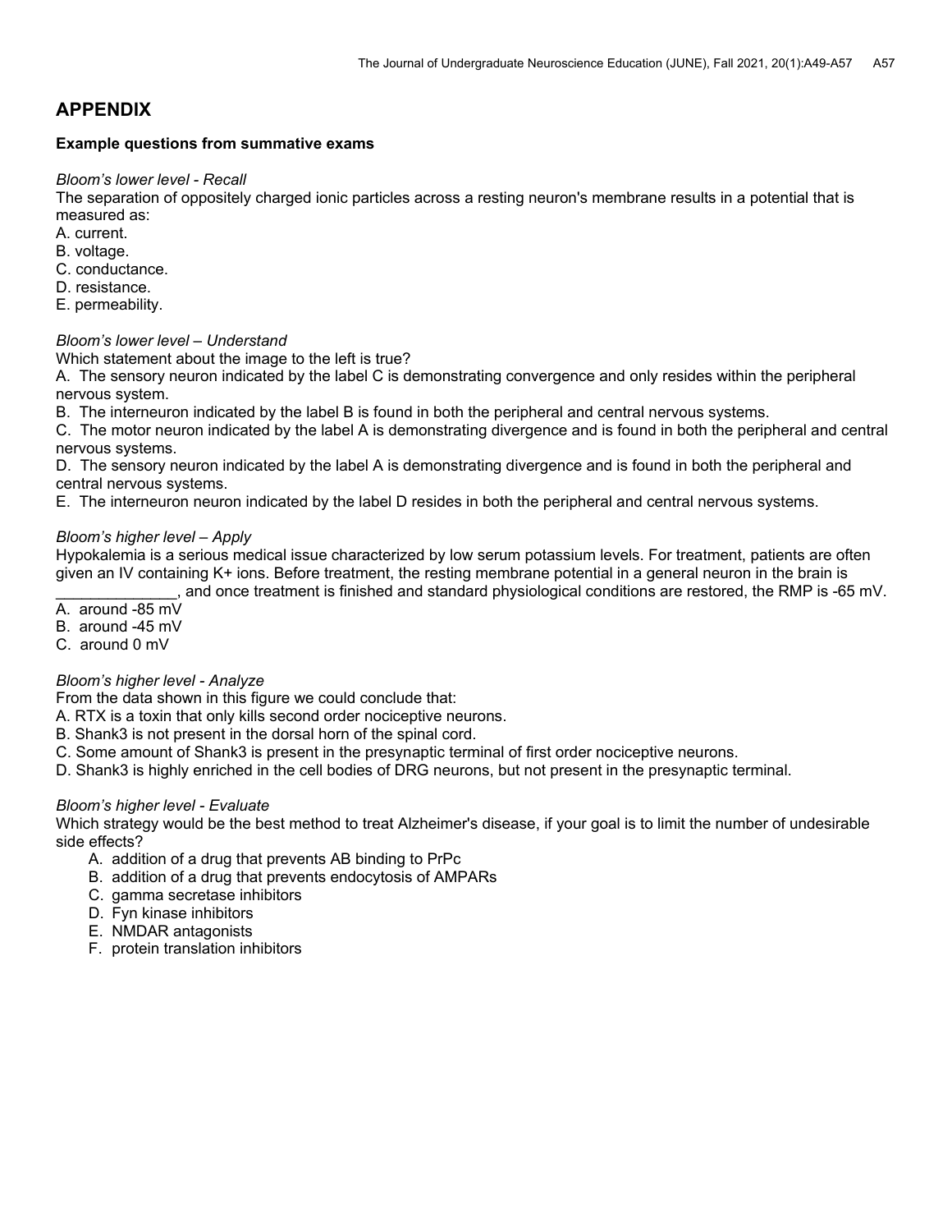## APPENDIX

**Example questions from summative exams**

*Bloom's lower level - Recall*

The separation of oppositely charged ionic particles across a resting neuron's membrane results in a potential that is measured as:

A. current.
B. voltage.
C. conductance.
D. resistance.
E. permeability.

*Bloom's lower level – Understand*

Which statement about the image to the left is true?

A. The sensory neuron indicated by the label C is demonstrating convergence and only resides within the peripheral nervous system.
B. The interneuron indicated by the label B is found in both the peripheral and central nervous systems.
C. The motor neuron indicated by the label A is demonstrating divergence and is found in both the peripheral and central nervous systems.
D. The sensory neuron indicated by the label A is demonstrating divergence and is found in both the peripheral and central nervous systems.
E. The interneuron neuron indicated by the label D resides in both the peripheral and central nervous systems.

*Bloom's higher level – Apply*

Hypokalemia is a serious medical issue characterized by low serum potassium levels. For treatment, patients are often given an IV containing $K^+$ ions. Before treatment, the resting membrane potential in a general neuron in the brain is \_\_\_\_\_\_\_\_\_\_\_\_\_\_, and once treatment is finished and standard physiological conditions are restored, the RMP is -65 mV.

A. around -85 mV
B. around -45 mV
C. around 0 mV

*Bloom's higher level - Analyze*

From the data shown in this figure we could conclude that:

A. RTX is a toxin that only kills second order nociceptive neurons.
B. Shank3 is not present in the dorsal horn of the spinal cord.
C. Some amount of Shank3 is present in the presynaptic terminal of first order nociceptive neurons.
D. Shank3 is highly enriched in the cell bodies of DRG neurons, but not present in the presynaptic terminal.

*Bloom's higher level - Evaluate*

Which strategy would be the best method to treat Alzheimer's disease, if your goal is to limit the number of undesirable side effects?

A. addition of a drug that prevents AB binding to PrPc
B. addition of a drug that prevents endocytosis of AMPARs
C. gamma secretase inhibitors
D. Fyn kinase inhibitors
E. NMDAR antagonists
F. protein translation inhibitors